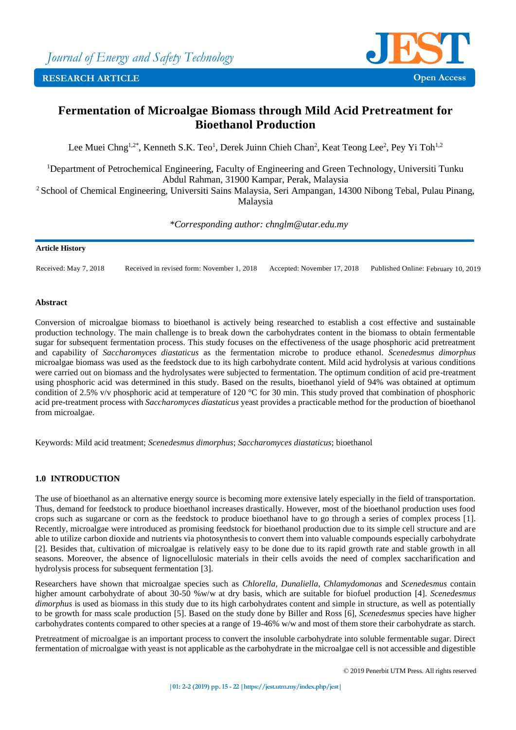Journal of Energy and Safety Technology

RESEARCH ARTICLE

Open Access

# Fermentation of Microalgae Biomass through Mild Acid Pretreatment for Bioethanol Production

Lee Muei Chng[1,2*], Kenneth S.K. Teo[1], Derek Juinn Chieh Chan[2], Keat Teong Lee[2], Pey Yi Toh[1,2]

[1]Department of Petrochemical Engineering, Faculty of Engineering and Green Technology, Universiti Tunku Abdul Rahman, 31900 Kampar, Perak, Malaysia

[2]School of Chemical Engineering, Universiti Sains Malaysia, Seri Ampangan, 14300 Nibong Tebal, Pulau Pinang, Malaysia

*\*Corresponding author: chnglm@utar.edu.my*

**Article History**

Received: May 7, 2018 | Received in revised form: November 1, 2018 | Accepted: November 17, 2018 | Published Online: February 10, 2019

**Abstract**

Conversion of microalgae biomass to bioethanol is actively being researched to establish a cost effective and sustainable production technology. The main challenge is to break down the carbohydrates content in the biomass to obtain fermentable sugar for subsequent fermentation process. This study focuses on the effectiveness of the usage phosphoric acid pretreatment and capability of *Saccharomyces diastaticus* as the fermentation microbe to produce ethanol. *Scenedesmus dimorphus* microalgae biomass was used as the feedstock due to its high carbohydrate content. Mild acid hydrolysis at various conditions were carried out on biomass and the hydrolysates were subjected to fermentation. The optimum condition of acid pre-treatment using phosphoric acid was determined in this study. Based on the results, bioethanol yield of 94% was obtained at optimum condition of 2.5% v/v phosphoric acid at temperature of 120 °C for 30 min. This study proved that combination of phosphoric acid pre-treatment process with *Saccharomyces diastaticus* yeast provides a practicable method for the production of bioethanol from microalgae.

Keywords: Mild acid treatment; *Scenedesmus dimorphus*; *Saccharomyces diastaticus*; bioethanol

## 1.0 INTRODUCTION

The use of bioethanol as an alternative energy source is becoming more extensive lately especially in the field of transportation. Thus, demand for feedstock to produce bioethanol increases drastically. However, most of the bioethanol production uses food crops such as sugarcane or corn as the feedstock to produce bioethanol have to go through a series of complex process [1]. Recently, microalgae were introduced as promising feedstock for bioethanol production due to its simple cell structure and are able to utilize carbon dioxide and nutrients via photosynthesis to convert them into valuable compounds especially carbohydrate [2]. Besides that, cultivation of microalgae is relatively easy to be done due to its rapid growth rate and stable growth in all seasons. Moreover, the absence of lignocellulosic materials in their cells avoids the need of complex saccharification and hydrolysis process for subsequent fermentation [3].

Researchers have shown that microalgae species such as *Chlorella*, *Dunaliella*, *Chlamydomonas* and *Scenedesmus* contain higher amount carbohydrate of about 30-50 %w/w at dry basis, which are suitable for biofuel production [4]. *Scenedesmus dimorphus* is used as biomass in this study due to its high carbohydrates content and simple in structure, as well as potentially to be growth for mass scale production [5]. Based on the study done by Biller and Ross [6], *Scenedesmus* species have higher carbohydrates contents compared to other species at a range of 19-46% w/w and most of them store their carbohydrate as starch.

Pretreatment of microalgae is an important process to convert the insoluble carbohydrate into soluble fermentable sugar. Direct fermentation of microalgae with yeast is not applicable as the carbohydrate in the microalgae cell is not accessible and digestible

© 2019 Penerbit UTM Press. All rights reserved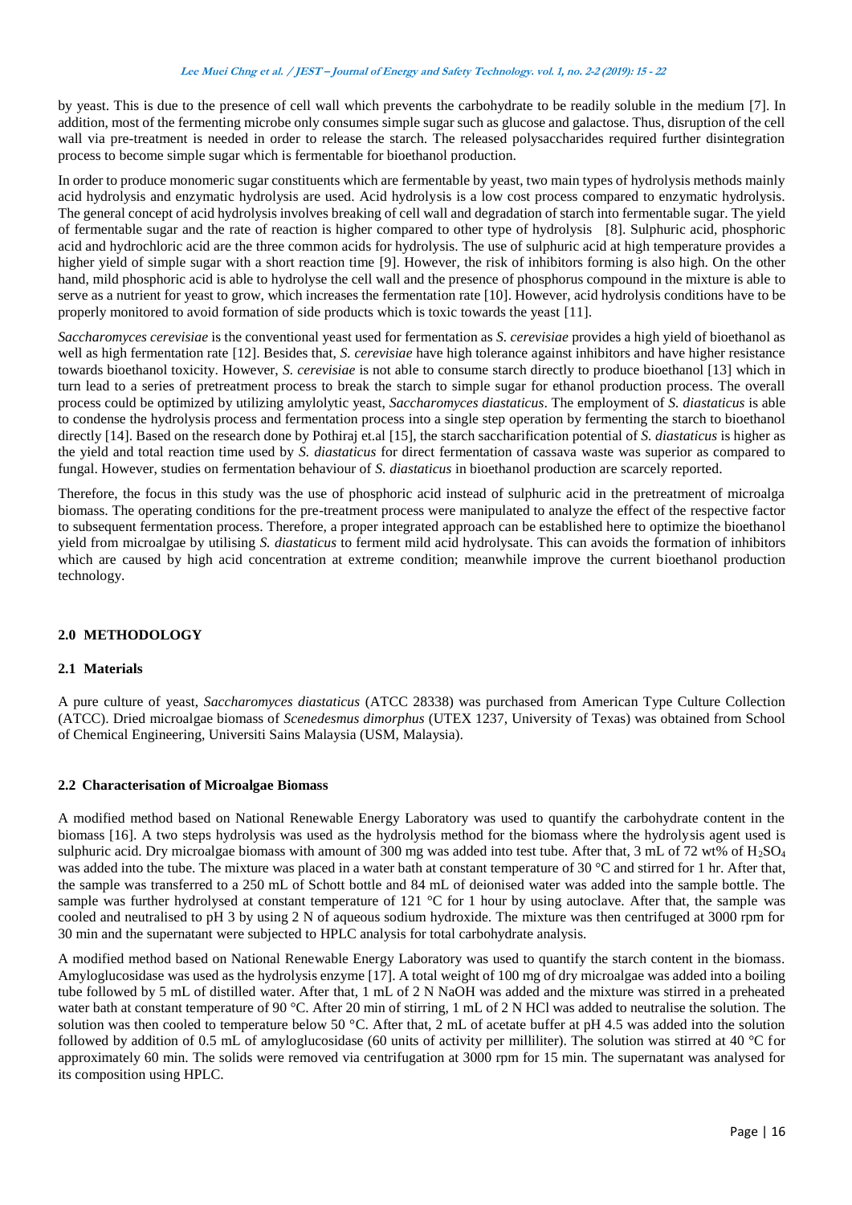by yeast. This is due to the presence of cell wall which prevents the carbohydrate to be readily soluble in the medium [7]. In addition, most of the fermenting microbe only consumes simple sugar such as glucose and galactose. Thus, disruption of the cell wall via pre-treatment is needed in order to release the starch. The released polysaccharides required further disintegration process to become simple sugar which is fermentable for bioethanol production.

In order to produce monomeric sugar constituents which are fermentable by yeast, two main types of hydrolysis methods mainly acid hydrolysis and enzymatic hydrolysis are used. Acid hydrolysis is a low cost process compared to enzymatic hydrolysis. The general concept of acid hydrolysis involves breaking of cell wall and degradation of starch into fermentable sugar. The yield of fermentable sugar and the rate of reaction is higher compared to other type of hydrolysis [8]. Sulphuric acid, phosphoric acid and hydrochloric acid are the three common acids for hydrolysis. The use of sulphuric acid at high temperature provides a higher yield of simple sugar with a short reaction time [9]. However, the risk of inhibitors forming is also high. On the other hand, mild phosphoric acid is able to hydrolyse the cell wall and the presence of phosphorus compound in the mixture is able to serve as a nutrient for yeast to grow, which increases the fermentation rate [10]. However, acid hydrolysis conditions have to be properly monitored to avoid formation of side products which is toxic towards the yeast [11].

*Saccharomyces cerevisiae* is the conventional yeast used for fermentation as *S. cerevisiae* provides a high yield of bioethanol as well as high fermentation rate [12]. Besides that, *S. cerevisiae* have high tolerance against inhibitors and have higher resistance towards bioethanol toxicity. However, *S. cerevisiae* is not able to consume starch directly to produce bioethanol [13] which in turn lead to a series of pretreatment process to break the starch to simple sugar for ethanol production process. The overall process could be optimized by utilizing amylolytic yeast, *Saccharomyces diastaticus*. The employment of *S. diastaticus* is able to condense the hydrolysis process and fermentation process into a single step operation by fermenting the starch to bioethanol directly [14]. Based on the research done by Pothiraj et.al [15], the starch saccharification potential of *S. diastaticus* is higher as the yield and total reaction time used by *S. diastaticus* for direct fermentation of cassava waste was superior as compared to fungal. However, studies on fermentation behaviour of *S. diastaticus* in bioethanol production are scarcely reported.

Therefore, the focus in this study was the use of phosphoric acid instead of sulphuric acid in the pretreatment of microalga biomass. The operating conditions for the pre-treatment process were manipulated to analyze the effect of the respective factor to subsequent fermentation process. Therefore, a proper integrated approach can be established here to optimize the bioethanol yield from microalgae by utilising *S. diastaticus* to ferment mild acid hydrolysate. This can avoids the formation of inhibitors which are caused by high acid concentration at extreme condition; meanwhile improve the current bioethanol production technology.

## 2.0 METHODOLOGY

### 2.1 Materials

A pure culture of yeast, *Saccharomyces diastaticus* (ATCC 28338) was purchased from American Type Culture Collection (ATCC). Dried microalgae biomass of *Scenedesmus dimorphus* (UTEX 1237, University of Texas) was obtained from School of Chemical Engineering, Universiti Sains Malaysia (USM, Malaysia).

### 2.2 Characterisation of Microalgae Biomass

A modified method based on National Renewable Energy Laboratory was used to quantify the carbohydrate content in the biomass [16]. A two steps hydrolysis was used as the hydrolysis method for the biomass where the hydrolysis agent used is sulphuric acid. Dry microalgae biomass with amount of 300 mg was added into test tube. After that, 3 mL of 72 wt% of $H_2SO_4$ was added into the tube. The mixture was placed in a water bath at constant temperature of 30 °C and stirred for 1 hr. After that, the sample was transferred to a 250 mL of Schott bottle and 84 mL of deionised water was added into the sample bottle. The sample was further hydrolysed at constant temperature of 121 °C for 1 hour by using autoclave. After that, the sample was cooled and neutralised to pH 3 by using 2 N of aqueous sodium hydroxide. The mixture was then centrifuged at 3000 rpm for 30 min and the supernatant were subjected to HPLC analysis for total carbohydrate analysis.

A modified method based on National Renewable Energy Laboratory was used to quantify the starch content in the biomass. Amyloglucosidase was used as the hydrolysis enzyme [17]. A total weight of 100 mg of dry microalgae was added into a boiling tube followed by 5 mL of distilled water. After that, 1 mL of 2 N NaOH was added and the mixture was stirred in a preheated water bath at constant temperature of 90 °C. After 20 min of stirring, 1 mL of 2 N HCl was added to neutralise the solution. The solution was then cooled to temperature below 50 °C. After that, 2 mL of acetate buffer at pH 4.5 was added into the solution followed by addition of 0.5 mL of amyloglucosidase (60 units of activity per milliliter). The solution was stirred at 40 °C for approximately 60 min. The solids were removed via centrifugation at 3000 rpm for 15 min. The supernatant was analysed for its composition using HPLC.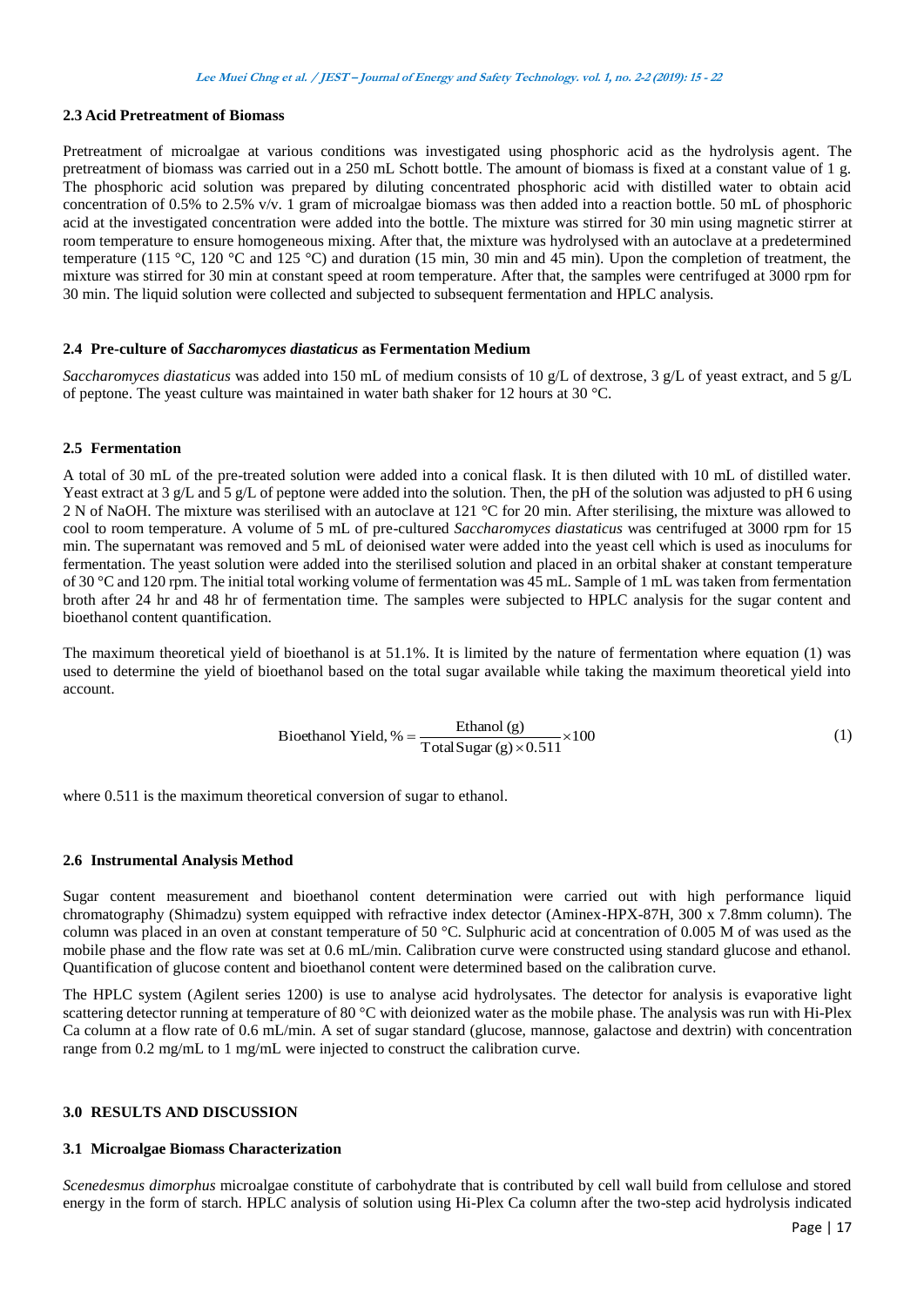### 2.3 Acid Pretreatment of Biomass

Pretreatment of microalgae at various conditions was investigated using phosphoric acid as the hydrolysis agent. The pretreatment of biomass was carried out in a 250 mL Schott bottle. The amount of biomass is fixed at a constant value of 1 g. The phosphoric acid solution was prepared by diluting concentrated phosphoric acid with distilled water to obtain acid concentration of 0.5% to 2.5% v/v. 1 gram of microalgae biomass was then added into a reaction bottle. 50 mL of phosphoric acid at the investigated concentration were added into the bottle. The mixture was stirred for 30 min using magnetic stirrer at room temperature to ensure homogeneous mixing. After that, the mixture was hydrolysed with an autoclave at a predetermined temperature (115 °C, 120 °C and 125 °C) and duration (15 min, 30 min and 45 min). Upon the completion of treatment, the mixture was stirred for 30 min at constant speed at room temperature. After that, the samples were centrifuged at 3000 rpm for 30 min. The liquid solution were collected and subjected to subsequent fermentation and HPLC analysis.

### 2.4 Pre-culture of *Saccharomyces diastaticus* as Fermentation Medium

*Saccharomyces diastaticus* was added into 150 mL of medium consists of 10 g/L of dextrose, 3 g/L of yeast extract, and 5 g/L of peptone. The yeast culture was maintained in water bath shaker for 12 hours at 30 °C.

### 2.5 Fermentation

A total of 30 mL of the pre-treated solution were added into a conical flask. It is then diluted with 10 mL of distilled water. Yeast extract at 3 g/L and 5 g/L of peptone were added into the solution. Then, the pH of the solution was adjusted to pH 6 using 2 N of NaOH. The mixture was sterilised with an autoclave at 121 °C for 20 min. After sterilising, the mixture was allowed to cool to room temperature. A volume of 5 mL of pre-cultured *Saccharomyces diastaticus* was centrifuged at 3000 rpm for 15 min. The supernatant was removed and 5 mL of deionised water were added into the yeast cell which is used as inoculums for fermentation. The yeast solution were added into the sterilised solution and placed in an orbital shaker at constant temperature of 30 °C and 120 rpm. The initial total working volume of fermentation was 45 mL. Sample of 1 mL was taken from fermentation broth after 24 hr and 48 hr of fermentation time. The samples were subjected to HPLC analysis for the sugar content and bioethanol content quantification.

The maximum theoretical yield of bioethanol is at 51.1%. It is limited by the nature of fermentation where equation (1) was used to determine the yield of bioethanol based on the total sugar available while taking the maximum theoretical yield into account.

$$\text{Bioethanol Yield, \%} = \frac{\text{Ethanol (g)}}{\text{Total Sugar (g)} \times 0.511} \times 100 \tag{1}$$

where 0.511 is the maximum theoretical conversion of sugar to ethanol.

### 2.6 Instrumental Analysis Method

Sugar content measurement and bioethanol content determination were carried out with high performance liquid chromatography (Shimadzu) system equipped with refractive index detector (Aminex-HPX-87H, 300 x 7.8mm column). The column was placed in an oven at constant temperature of 50 °C. Sulphuric acid at concentration of 0.005 M of was used as the mobile phase and the flow rate was set at 0.6 mL/min. Calibration curve were constructed using standard glucose and ethanol. Quantification of glucose content and bioethanol content were determined based on the calibration curve.

The HPLC system (Agilent series 1200) is use to analyse acid hydrolysates. The detector for analysis is evaporative light scattering detector running at temperature of 80 °C with deionized water as the mobile phase. The analysis was run with Hi-Plex Ca column at a flow rate of 0.6 mL/min. A set of sugar standard (glucose, mannose, galactose and dextrin) with concentration range from 0.2 mg/mL to 1 mg/mL were injected to construct the calibration curve.

## 3.0 RESULTS AND DISCUSSION

### 3.1 Microalgae Biomass Characterization

*Scenedesmus dimorphus* microalgae constitute of carbohydrate that is contributed by cell wall build from cellulose and stored energy in the form of starch. HPLC analysis of solution using Hi-Plex Ca column after the two-step acid hydrolysis indicated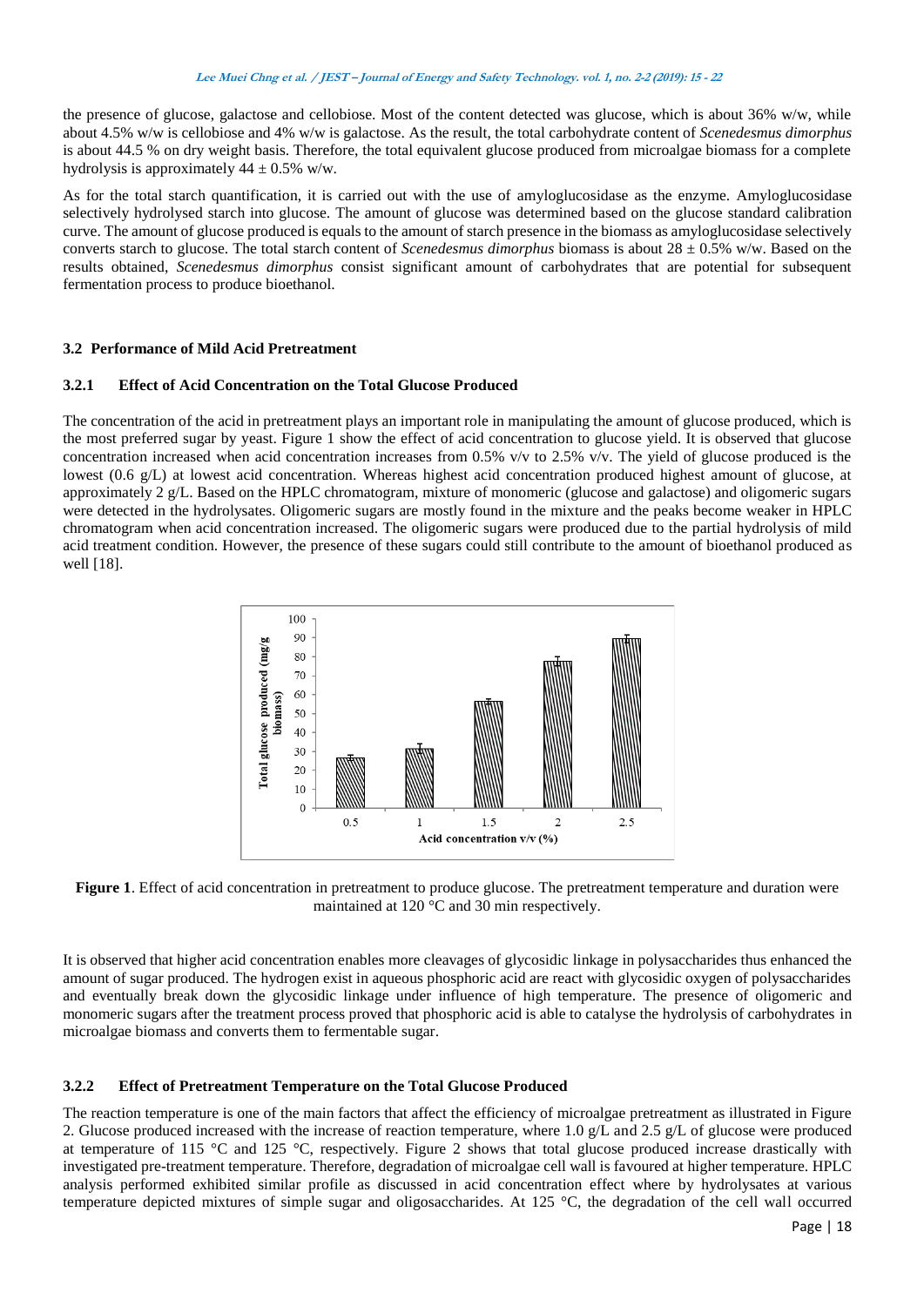the presence of glucose, galactose and cellobiose. Most of the content detected was glucose, which is about 36% w/w, while about 4.5% w/w is cellobiose and 4% w/w is galactose. As the result, the total carbohydrate content of *Scenedesmus dimorphus* is about 44.5 % on dry weight basis. Therefore, the total equivalent glucose produced from microalgae biomass for a complete hydrolysis is approximately 44 ± 0.5% w/w.

As for the total starch quantification, it is carried out with the use of amyloglucosidase as the enzyme. Amyloglucosidase selectively hydrolysed starch into glucose. The amount of glucose was determined based on the glucose standard calibration curve. The amount of glucose produced is equals to the amount of starch presence in the biomass as amyloglucosidase selectively converts starch to glucose. The total starch content of *Scenedesmus dimorphus* biomass is about 28 ± 0.5% w/w. Based on the results obtained, *Scenedesmus dimorphus* consist significant amount of carbohydrates that are potential for subsequent fermentation process to produce bioethanol.

### 3.2 Performance of Mild Acid Pretreatment

#### 3.2.1 Effect of Acid Concentration on the Total Glucose Produced

The concentration of the acid in pretreatment plays an important role in manipulating the amount of glucose produced, which is the most preferred sugar by yeast. Figure 1 show the effect of acid concentration to glucose yield. It is observed that glucose concentration increased when acid concentration increases from 0.5% v/v to 2.5% v/v. The yield of glucose produced is the lowest (0.6 g/L) at lowest acid concentration. Whereas highest acid concentration produced highest amount of glucose, at approximately 2 g/L. Based on the HPLC chromatogram, mixture of monomeric (glucose and galactose) and oligomeric sugars were detected in the hydrolysates. Oligomeric sugars are mostly found in the mixture and the peaks become weaker in HPLC chromatogram when acid concentration increased. The oligomeric sugars were produced due to the partial hydrolysis of mild acid treatment condition. However, the presence of these sugars could still contribute to the amount of bioethanol produced as well [18].

**Figure 1**. Effect of acid concentration in pretreatment to produce glucose. The pretreatment temperature and duration were maintained at 120 °C and 30 min respectively.

It is observed that higher acid concentration enables more cleavages of glycosidic linkage in polysaccharides thus enhanced the amount of sugar produced. The hydrogen exist in aqueous phosphoric acid are react with glycosidic oxygen of polysaccharides and eventually break down the glycosidic linkage under influence of high temperature. The presence of oligomeric and monomeric sugars after the treatment process proved that phosphoric acid is able to catalyse the hydrolysis of carbohydrates in microalgae biomass and converts them to fermentable sugar.

#### 3.2.2 Effect of Pretreatment Temperature on the Total Glucose Produced

The reaction temperature is one of the main factors that affect the efficiency of microalgae pretreatment as illustrated in Figure 2. Glucose produced increased with the increase of reaction temperature, where 1.0 g/L and 2.5 g/L of glucose were produced at temperature of 115 °C and 125 °C, respectively. Figure 2 shows that total glucose produced increase drastically with investigated pre-treatment temperature. Therefore, degradation of microalgae cell wall is favoured at higher temperature. HPLC analysis performed exhibited similar profile as discussed in acid concentration effect where by hydrolysates at various temperature depicted mixtures of simple sugar and oligosaccharides. At 125 °C, the degradation of the cell wall occurred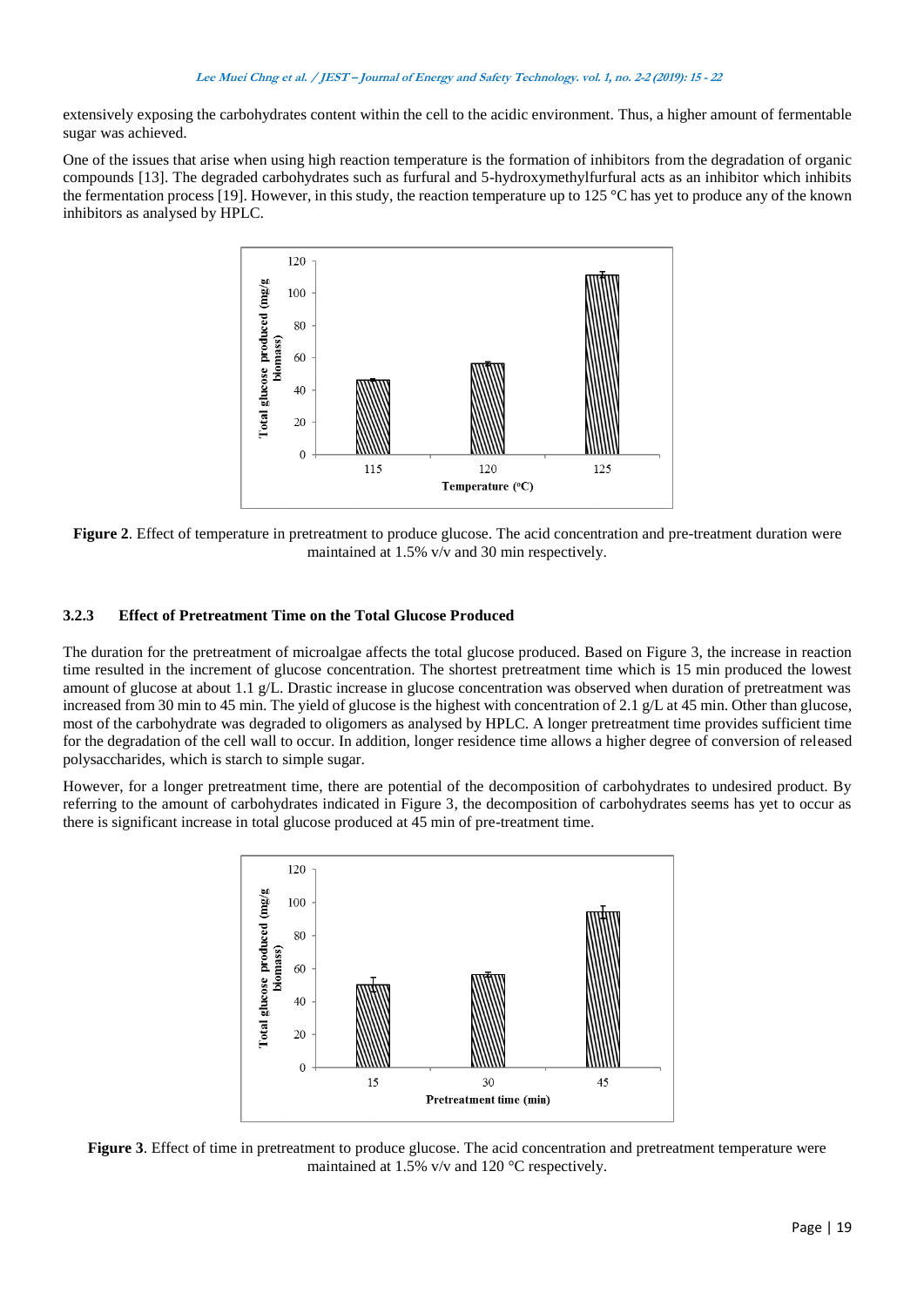extensively exposing the carbohydrates content within the cell to the acidic environment. Thus, a higher amount of fermentable sugar was achieved.

One of the issues that arise when using high reaction temperature is the formation of inhibitors from the degradation of organic compounds [13]. The degraded carbohydrates such as furfural and 5-hydroxymethylfurfural acts as an inhibitor which inhibits the fermentation process [19]. However, in this study, the reaction temperature up to 125 °C has yet to produce any of the known inhibitors as analysed by HPLC.

**Figure 2**. Effect of temperature in pretreatment to produce glucose. The acid concentration and pre-treatment duration were maintained at 1.5% v/v and 30 min respectively.

### 3.2.3 Effect of Pretreatment Time on the Total Glucose Produced

The duration for the pretreatment of microalgae affects the total glucose produced. Based on Figure 3, the increase in reaction time resulted in the increment of glucose concentration. The shortest pretreatment time which is 15 min produced the lowest amount of glucose at about 1.1 g/L. Drastic increase in glucose concentration was observed when duration of pretreatment was increased from 30 min to 45 min. The yield of glucose is the highest with concentration of 2.1 g/L at 45 min. Other than glucose, most of the carbohydrate was degraded to oligomers as analysed by HPLC. A longer pretreatment time provides sufficient time for the degradation of the cell wall to occur. In addition, longer residence time allows a higher degree of conversion of released polysaccharides, which is starch to simple sugar.

However, for a longer pretreatment time, there are potential of the decomposition of carbohydrates to undesired product. By referring to the amount of carbohydrates indicated in Figure 3, the decomposition of carbohydrates seems has yet to occur as there is significant increase in total glucose produced at 45 min of pre-treatment time.

**Figure 3**. Effect of time in pretreatment to produce glucose. The acid concentration and pretreatment temperature were maintained at 1.5% v/v and 120 °C respectively.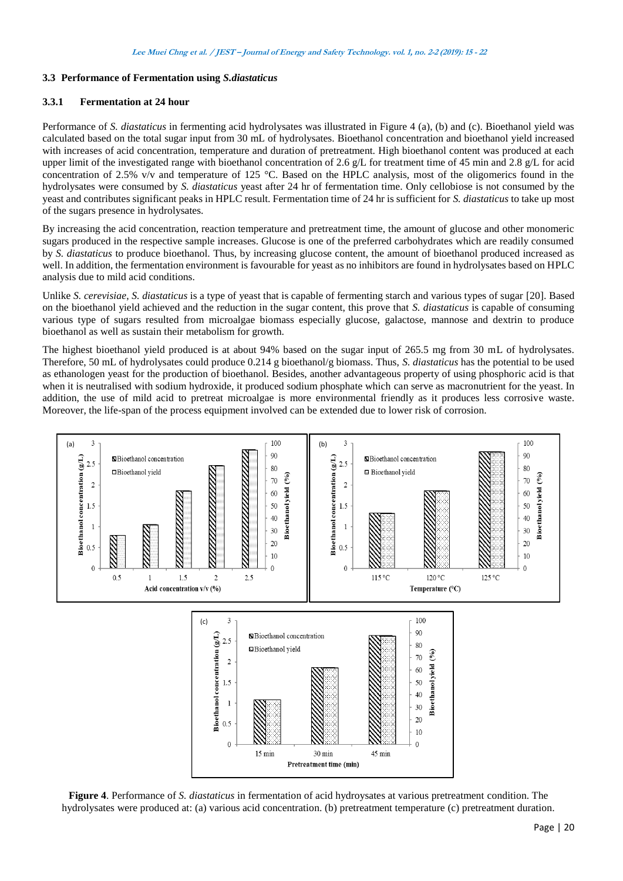### 3.3 Performance of Fermentation using *S.diastaticus*

#### 3.3.1 Fermentation at 24 hour

Performance of *S. diastaticus* in fermenting acid hydrolysates was illustrated in Figure 4 (a), (b) and (c). Bioethanol yield was calculated based on the total sugar input from 30 mL of hydrolysates. Bioethanol concentration and bioethanol yield increased with increases of acid concentration, temperature and duration of pretreatment. High bioethanol content was produced at each upper limit of the investigated range with bioethanol concentration of 2.6 g/L for treatment time of 45 min and 2.8 g/L for acid concentration of 2.5% v/v and temperature of 125 °C. Based on the HPLC analysis, most of the oligomerics found in the hydrolysates were consumed by *S. diastaticus* yeast after 24 hr of fermentation time. Only cellobiose is not consumed by the yeast and contributes significant peaks in HPLC result. Fermentation time of 24 hr is sufficient for *S. diastaticus* to take up most of the sugars presence in hydrolysates.

By increasing the acid concentration, reaction temperature and pretreatment time, the amount of glucose and other monomeric sugars produced in the respective sample increases. Glucose is one of the preferred carbohydrates which are readily consumed by *S. diastaticus* to produce bioethanol. Thus, by increasing glucose content, the amount of bioethanol produced increased as well. In addition, the fermentation environment is favourable for yeast as no inhibitors are found in hydrolysates based on HPLC analysis due to mild acid conditions.

Unlike *S. cerevisiae*, *S. diastaticus* is a type of yeast that is capable of fermenting starch and various types of sugar [20]. Based on the bioethanol yield achieved and the reduction in the sugar content, this prove that *S. diastaticus* is capable of consuming various type of sugars resulted from microalgae biomass especially glucose, galactose, mannose and dextrin to produce bioethanol as well as sustain their metabolism for growth.

The highest bioethanol yield produced is at about 94% based on the sugar input of 265.5 mg from 30 mL of hydrolysates. Therefore, 50 mL of hydrolysates could produce 0.214 g bioethanol/g biomass. Thus, *S. diastaticus* has the potential to be used as ethanologen yeast for the production of bioethanol. Besides, another advantageous property of using phosphoric acid is that when it is neutralised with sodium hydroxide, it produced sodium phosphate which can serve as macronutrient for the yeast. In addition, the use of mild acid to pretreat microalgae is more environmental friendly as it produces less corrosive waste. Moreover, the life-span of the process equipment involved can be extended due to lower risk of corrosion.

**Figure 4**. Performance of *S. diastaticus* in fermentation of acid hydroysates at various pretreatment condition. The hydrolysates were produced at: (a) various acid concentration. (b) pretreatment temperature (c) pretreatment duration.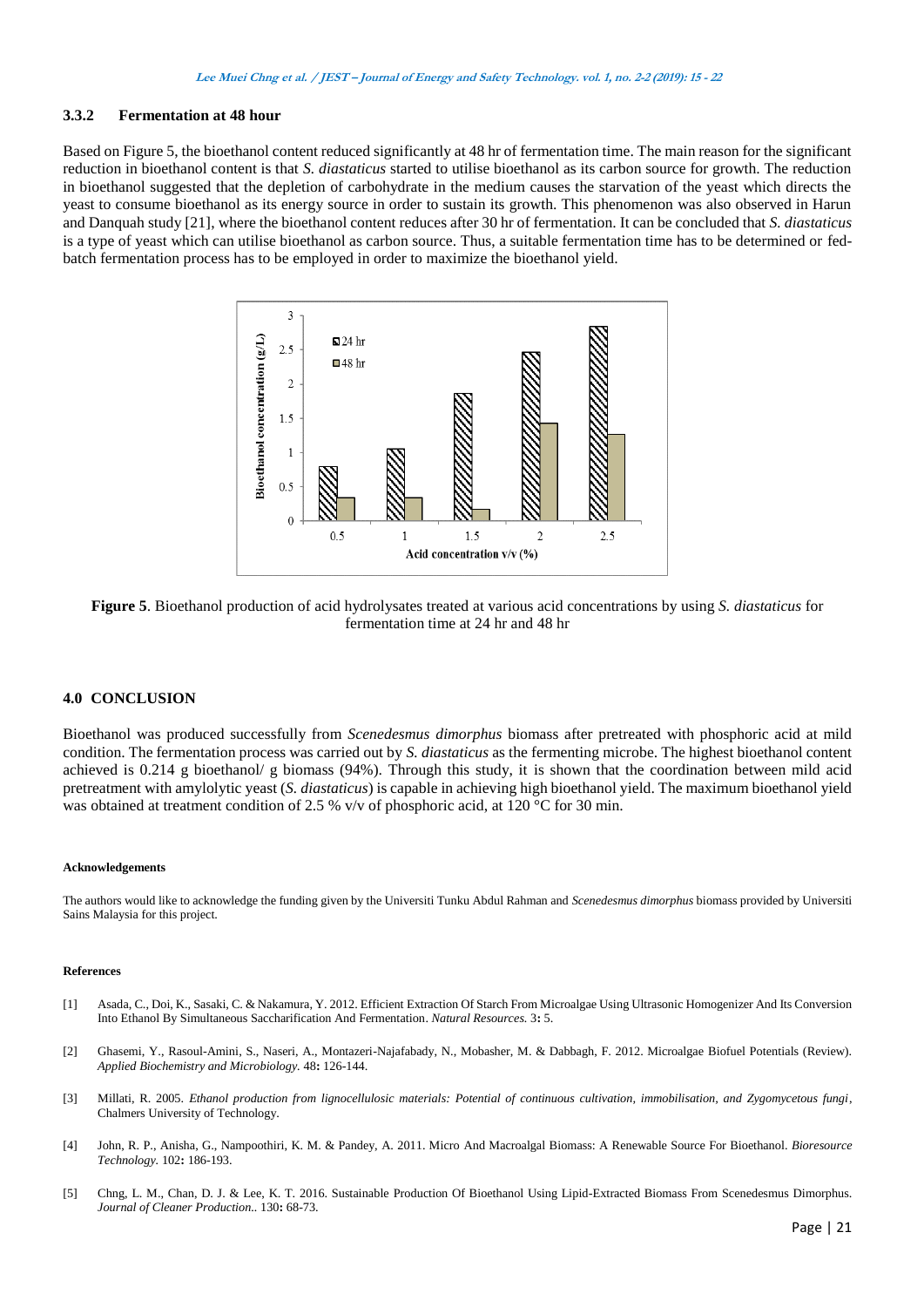### 3.3.2 Fermentation at 48 hour

Based on Figure 5, the bioethanol content reduced significantly at 48 hr of fermentation time. The main reason for the significant reduction in bioethanol content is that *S. diastaticus* started to utilise bioethanol as its carbon source for growth. The reduction in bioethanol suggested that the depletion of carbohydrate in the medium causes the starvation of the yeast which directs the yeast to consume bioethanol as its energy source in order to sustain its growth. This phenomenon was also observed in Harun and Danquah study [21], where the bioethanol content reduces after 30 hr of fermentation. It can be concluded that *S. diastaticus* is a type of yeast which can utilise bioethanol as carbon source. Thus, a suitable fermentation time has to be determined or fed-batch fermentation process has to be employed in order to maximize the bioethanol yield.

**Figure 5**. Bioethanol production of acid hydrolysates treated at various acid concentrations by using *S. diastaticus* for fermentation time at 24 hr and 48 hr

## 4.0 CONCLUSION

Bioethanol was produced successfully from *Scenedesmus dimorphus* biomass after pretreated with phosphoric acid at mild condition. The fermentation process was carried out by *S. diastaticus* as the fermenting microbe. The highest bioethanol content achieved is 0.214 g bioethanol/ g biomass (94%). Through this study, it is shown that the coordination between mild acid pretreatment with amylolytic yeast (*S. diastaticus*) is capable in achieving high bioethanol yield. The maximum bioethanol yield was obtained at treatment condition of 2.5 % v/v of phosphoric acid, at 120 °C for 30 min.

#### Acknowledgements

The authors would like to acknowledge the funding given by the Universiti Tunku Abdul Rahman and *Scenedesmus dimorphus* biomass provided by Universiti Sains Malaysia for this project.

#### References

[1] Asada, C., Doi, K., Sasaki, C. & Nakamura, Y. 2012. Efficient Extraction Of Starch From Microalgae Using Ultrasonic Homogenizer And Its Conversion Into Ethanol By Simultaneous Saccharification And Fermentation. *Natural Resources.* 3**:** 5.

[2] Ghasemi, Y., Rasoul-Amini, S., Naseri, A., Montazeri-Najafabady, N., Mobasher, M. & Dabbagh, F. 2012. Microalgae Biofuel Potentials (Review). *Applied Biochemistry and Microbiology.* 48**:** 126-144.

[3] Millati, R. 2005. *Ethanol production from lignocellulosic materials: Potential of continuous cultivation, immobilisation, and Zygomycetous fungi*, Chalmers University of Technology.

[4] John, R. P., Anisha, G., Nampoothiri, K. M. & Pandey, A. 2011. Micro And Macroalgal Biomass: A Renewable Source For Bioethanol. *Bioresource Technology.* 102**:** 186-193.

[5] Chng, L. M., Chan, D. J. & Lee, K. T. 2016. Sustainable Production Of Bioethanol Using Lipid-Extracted Biomass From Scenedesmus Dimorphus. *Journal of Cleaner Production.*. 130**:** 68-73.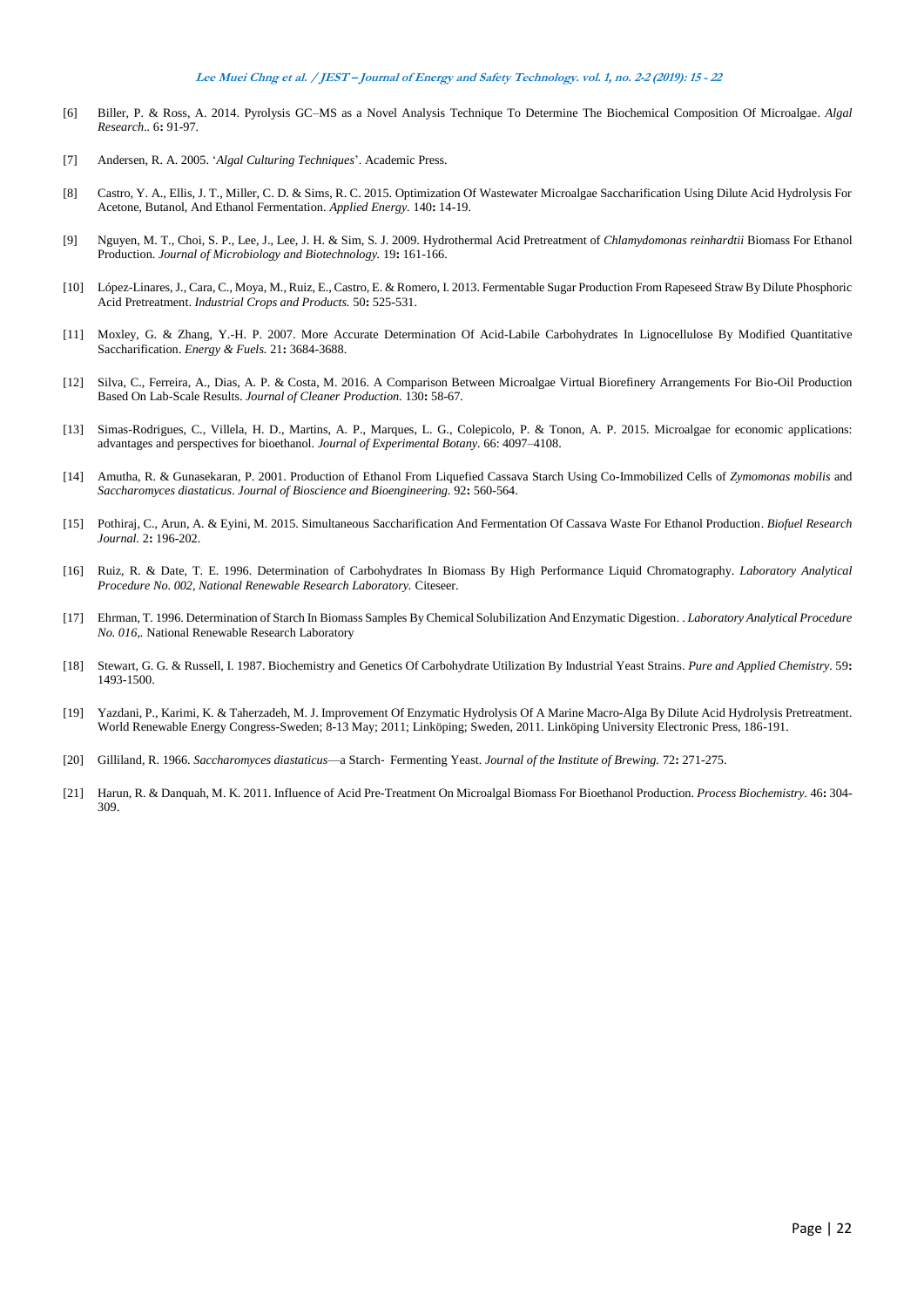[6] Biller, P. & Ross, A. 2014. Pyrolysis GC–MS as a Novel Analysis Technique To Determine The Biochemical Composition Of Microalgae. *Algal Research..* 6**:** 91-97.

[7] Andersen, R. A. 2005. '*Algal Culturing Techniques*'. Academic Press.

[8] Castro, Y. A., Ellis, J. T., Miller, C. D. & Sims, R. C. 2015. Optimization Of Wastewater Microalgae Saccharification Using Dilute Acid Hydrolysis For Acetone, Butanol, And Ethanol Fermentation. *Applied Energy.* 140**:** 14-19.

[9] Nguyen, M. T., Choi, S. P., Lee, J., Lee, J. H. & Sim, S. J. 2009. Hydrothermal Acid Pretreatment of *Chlamydomonas reinhardtii* Biomass For Ethanol Production. *Journal of Microbiology and Biotechnology.* 19**:** 161-166.

[10] López-Linares, J., Cara, C., Moya, M., Ruiz, E., Castro, E. & Romero, I. 2013. Fermentable Sugar Production From Rapeseed Straw By Dilute Phosphoric Acid Pretreatment. *Industrial Crops and Products.* 50**:** 525-531.

[11] Moxley, G. & Zhang, Y.-H. P. 2007. More Accurate Determination Of Acid-Labile Carbohydrates In Lignocellulose By Modified Quantitative Saccharification. *Energy & Fuels.* 21**:** 3684-3688.

[12] Silva, C., Ferreira, A., Dias, A. P. & Costa, M. 2016. A Comparison Between Microalgae Virtual Biorefinery Arrangements For Bio-Oil Production Based On Lab-Scale Results. *Journal of Cleaner Production.* 130**:** 58-67.

[13] Simas-Rodrigues, C., Villela, H. D., Martins, A. P., Marques, L. G., Colepicolo, P. & Tonon, A. P. 2015. Microalgae for economic applications: advantages and perspectives for bioethanol. *Journal of Experimental Botany*. 66: 4097–4108.

[14] Amutha, R. & Gunasekaran, P. 2001. Production of Ethanol From Liquefied Cassava Starch Using Co-Immobilized Cells of *Zymomonas mobilis* and *Saccharomyces diastaticus*. *Journal of Bioscience and Bioengineering.* 92**:** 560-564.

[15] Pothiraj, C., Arun, A. & Eyini, M. 2015. Simultaneous Saccharification And Fermentation Of Cassava Waste For Ethanol Production. *Biofuel Research Journal.* 2**:** 196-202.

[16] Ruiz, R. & Date, T. E. 1996. Determination of Carbohydrates In Biomass By High Performance Liquid Chromatography. *Laboratory Analytical Procedure No. 002, National Renewable Research Laboratory.* Citeseer.

[17] Ehrman, T. 1996. Determination of Starch In Biomass Samples By Chemical Solubilization And Enzymatic Digestion. . *Laboratory Analytical Procedure No. 016,.* National Renewable Research Laboratory

[18] Stewart, G. G. & Russell, I. 1987. Biochemistry and Genetics Of Carbohydrate Utilization By Industrial Yeast Strains. *Pure and Applied Chemistry*. 59**:** 1493-1500.

[19] Yazdani, P., Karimi, K. & Taherzadeh, M. J. Improvement Of Enzymatic Hydrolysis Of A Marine Macro-Alga By Dilute Acid Hydrolysis Pretreatment. World Renewable Energy Congress-Sweden; 8-13 May; 2011; Linköping; Sweden, 2011. Linköping University Electronic Press, 186-191.

[20] Gilliland, R. 1966. *Saccharomyces diastaticus*—a Starch- Fermenting Yeast. *Journal of the Institute of Brewing.* 72**:** 271-275.

[21] Harun, R. & Danquah, M. K. 2011. Influence of Acid Pre-Treatment On Microalgal Biomass For Bioethanol Production. *Process Biochemistry.* 46**:** 304-309.